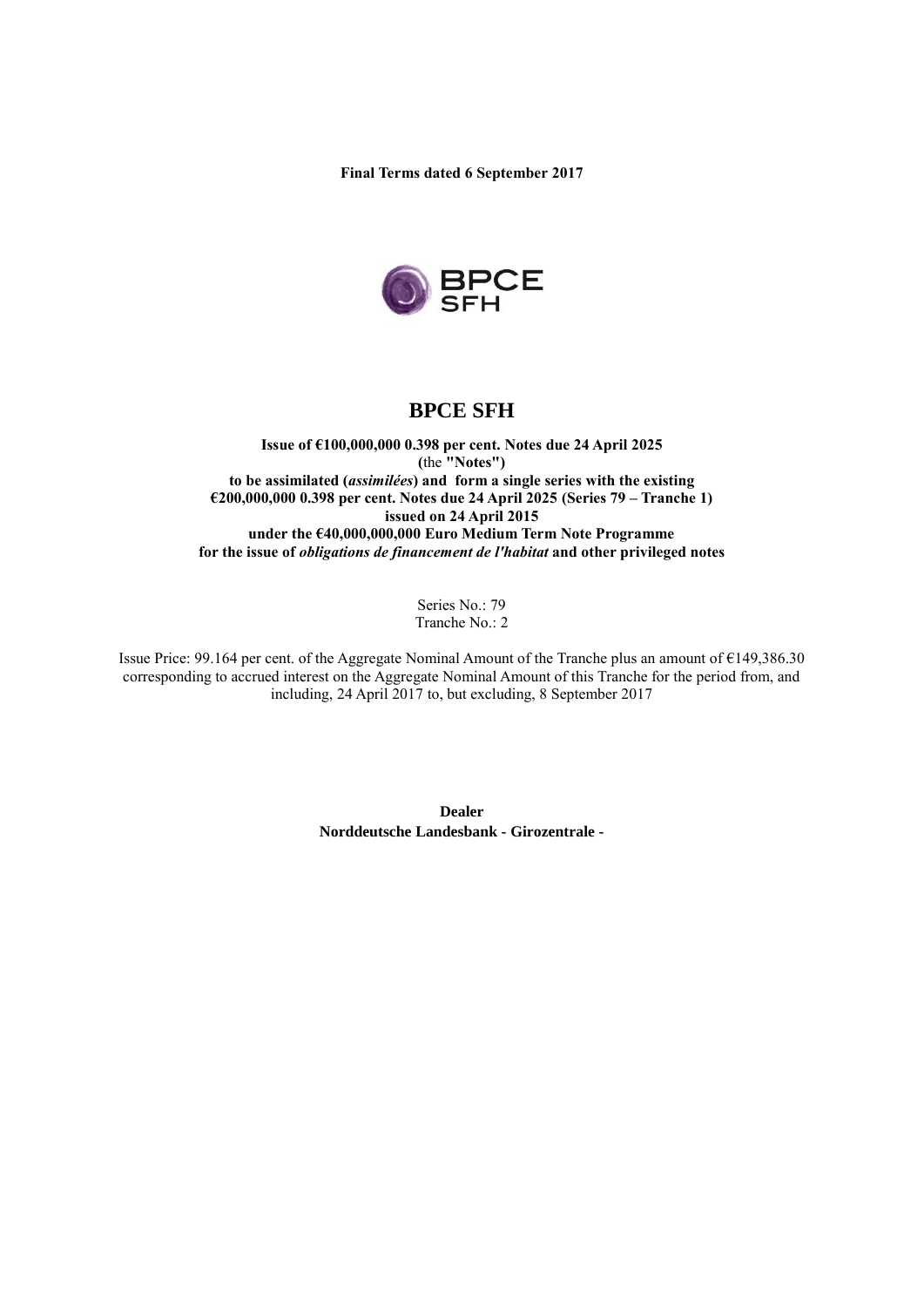**Final Terms dated 6 September 2017**

# BPCE SFH

**Issue of €100,000,000 0.398 per cent. Notes due 24 April 2025**
**(the "Notes")**
**to be assimilated (*assimilées*) and form a single series with the existing**
**€200,000,000 0.398 per cent. Notes due 24 April 2025 (Series 79 – Tranche 1)**
**issued on 24 April 2015**
**under the €40,000,000,000 Euro Medium Term Note Programme**
**for the issue of *obligations de financement de l'habitat* and other privileged notes**

Series No.: 79
Tranche No.: 2

Issue Price: 99.164 per cent. of the Aggregate Nominal Amount of the Tranche plus an amount of €149,386.30 corresponding to accrued interest on the Aggregate Nominal Amount of this Tranche for the period from, and including, 24 April 2017 to, but excluding, 8 September 2017

**Dealer**
**Norddeutsche Landesbank - Girozentrale -**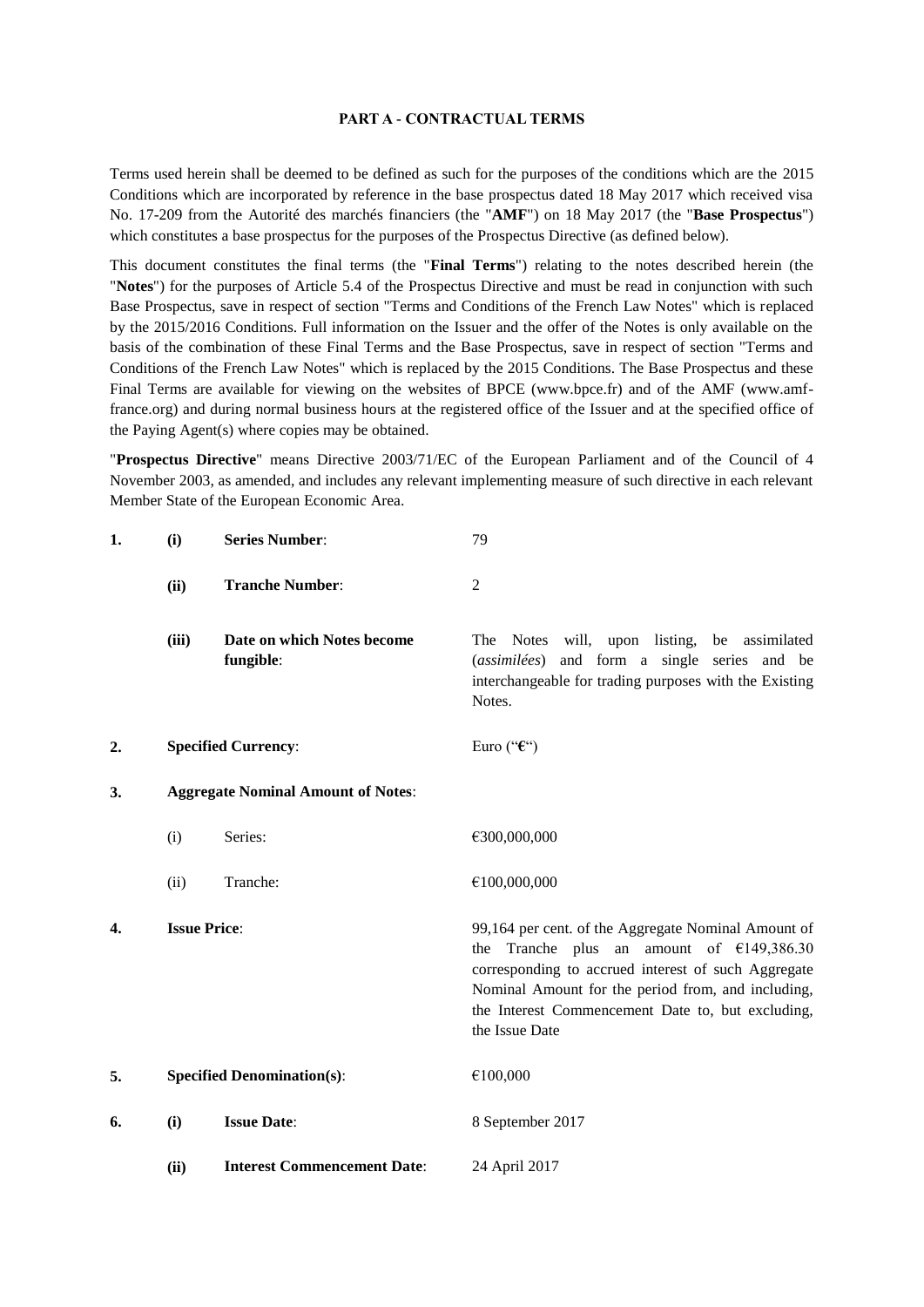**PART A - CONTRACTUAL TERMS**

Terms used herein shall be deemed to be defined as such for the purposes of the conditions which are the 2015 Conditions which are incorporated by reference in the base prospectus dated 18 May 2017 which received visa No. 17-209 from the Autorité des marchés financiers (the "**AMF**") on 18 May 2017 (the "**Base Prospectus**") which constitutes a base prospectus for the purposes of the Prospectus Directive (as defined below).

This document constitutes the final terms (the "**Final Terms**") relating to the notes described herein (the "**Notes**") for the purposes of Article 5.4 of the Prospectus Directive and must be read in conjunction with such Base Prospectus, save in respect of section "Terms and Conditions of the French Law Notes" which is replaced by the 2015/2016 Conditions. Full information on the Issuer and the offer of the Notes is only available on the basis of the combination of these Final Terms and the Base Prospectus, save in respect of section "Terms and Conditions of the French Law Notes" which is replaced by the 2015 Conditions. The Base Prospectus and these Final Terms are available for viewing on the websites of BPCE (www.bpce.fr) and of the AMF (www.amf-france.org) and during normal business hours at the registered office of the Issuer and at the specified office of the Paying Agent(s) where copies may be obtained.

"**Prospectus Directive**" means Directive 2003/71/EC of the European Parliament and of the Council of 4 November 2003, as amended, and includes any relevant implementing measure of such directive in each relevant Member State of the European Economic Area.

| | | | |
|---|---|---|---|
| **1.** | **(i)** | **Series Number**: | 79 |
| | **(ii)** | **Tranche Number**: | 2 |
| | **(iii)** | **Date on which Notes become fungible**: | The Notes will, upon listing, be assimilated (*assimilées*) and form a single series and be interchangeable for trading purposes with the Existing Notes. |
| **2.** | | **Specified Currency**: | Euro ("**€**") |
| **3.** | | **Aggregate Nominal Amount of Notes**: | |
| | (i) | Series: | €300,000,000 |
| | (ii) | Tranche: | €100,000,000 |
| **4.** | | **Issue Price**: | 99,164 per cent. of the Aggregate Nominal Amount of the Tranche plus an amount of €149,386.30 corresponding to accrued interest of such Aggregate Nominal Amount for the period from, and including, the Interest Commencement Date to, but excluding, the Issue Date |
| **5.** | | **Specified Denomination(s)**: | €100,000 |
| **6.** | **(i)** | **Issue Date**: | 8 September 2017 |
| | **(ii)** | **Interest Commencement Date**: | 24 April 2017 |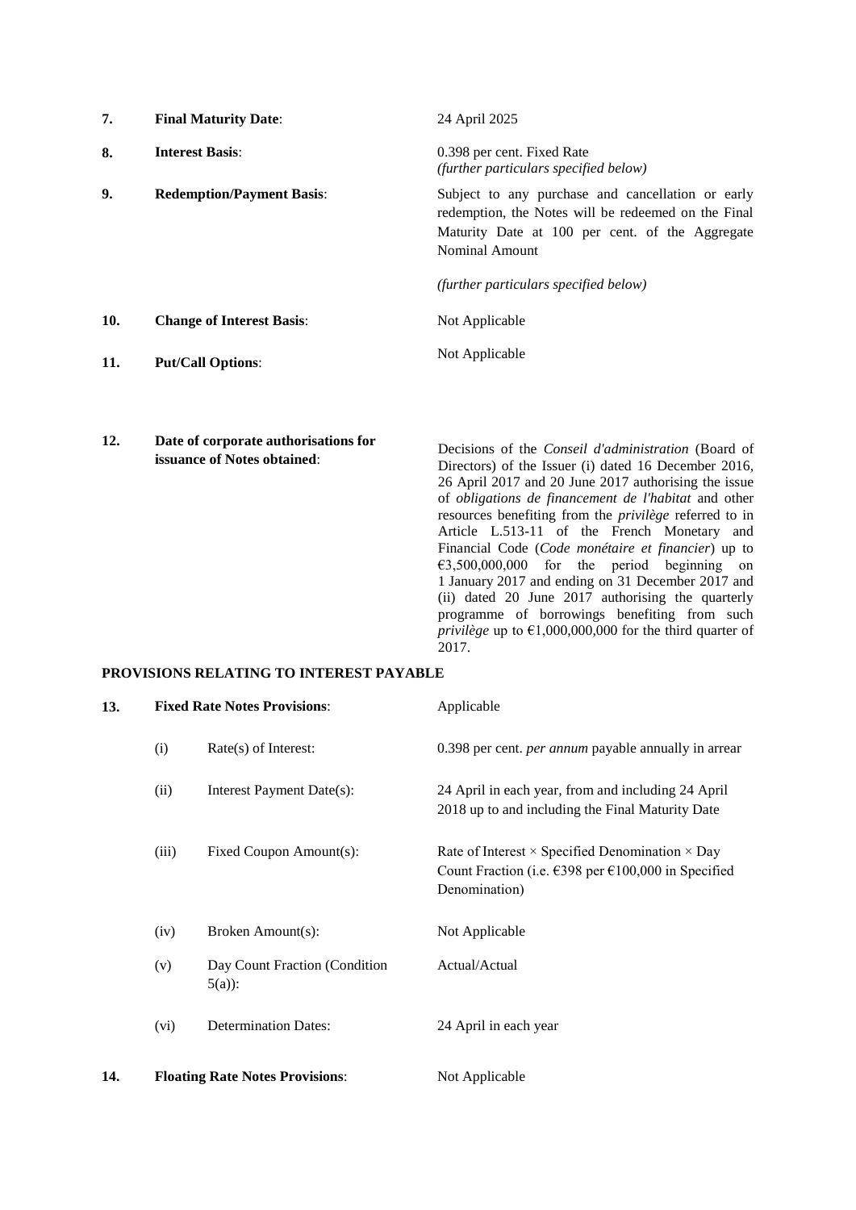| | | |
|---|---|---|
| **7.** | **Final Maturity Date**: | 24 April 2025 |
| **8.** | **Interest Basis**: | 0.398 per cent. Fixed Rate<br>*(further particulars specified below)* |
| **9.** | **Redemption/Payment Basis**: | Subject to any purchase and cancellation or early redemption, the Notes will be redeemed on the Final Maturity Date at 100 per cent. of the Aggregate Nominal Amount<br><br>*(further particulars specified below)* |
| **10.** | **Change of Interest Basis**: | Not Applicable |
| **11.** | **Put/Call Options**: | Not Applicable |
| **12.** | **Date of corporate authorisations for issuance of Notes obtained**: | Decisions of the *Conseil d'administration* (Board of Directors) of the Issuer (i) dated 16 December 2016, 26 April 2017 and 20 June 2017 authorising the issue of *obligations de financement de l'habitat* and other resources benefiting from the *privilège* referred to in Article L.513-11 of the French Monetary and Financial Code (*Code monétaire et financier*) up to €3,500,000,000 for the period beginning on 1 January 2017 and ending on 31 December 2017 and (ii) dated 20 June 2017 authorising the quarterly programme of borrowings benefiting from such *privilège* up to €1,000,000,000 for the third quarter of 2017. |

**PROVISIONS RELATING TO INTEREST PAYABLE**

| | | | |
|---|---|---|---|
| **13.** | **Fixed Rate Notes Provisions**: | | Applicable |
| | (i) | Rate(s) of Interest: | 0.398 per cent. *per annum* payable annually in arrear |
| | (ii) | Interest Payment Date(s): | 24 April in each year, from and including 24 April 2018 up to and including the Final Maturity Date |
| | (iii) | Fixed Coupon Amount(s): | Rate of Interest × Specified Denomination × Day Count Fraction (i.e. €398 per €100,000 in Specified Denomination) |
| | (iv) | Broken Amount(s): | Not Applicable |
| | (v) | Day Count Fraction (Condition 5(a)): | Actual/Actual |
| | (vi) | Determination Dates: | 24 April in each year |
| **14.** | **Floating Rate Notes Provisions**: | | Not Applicable |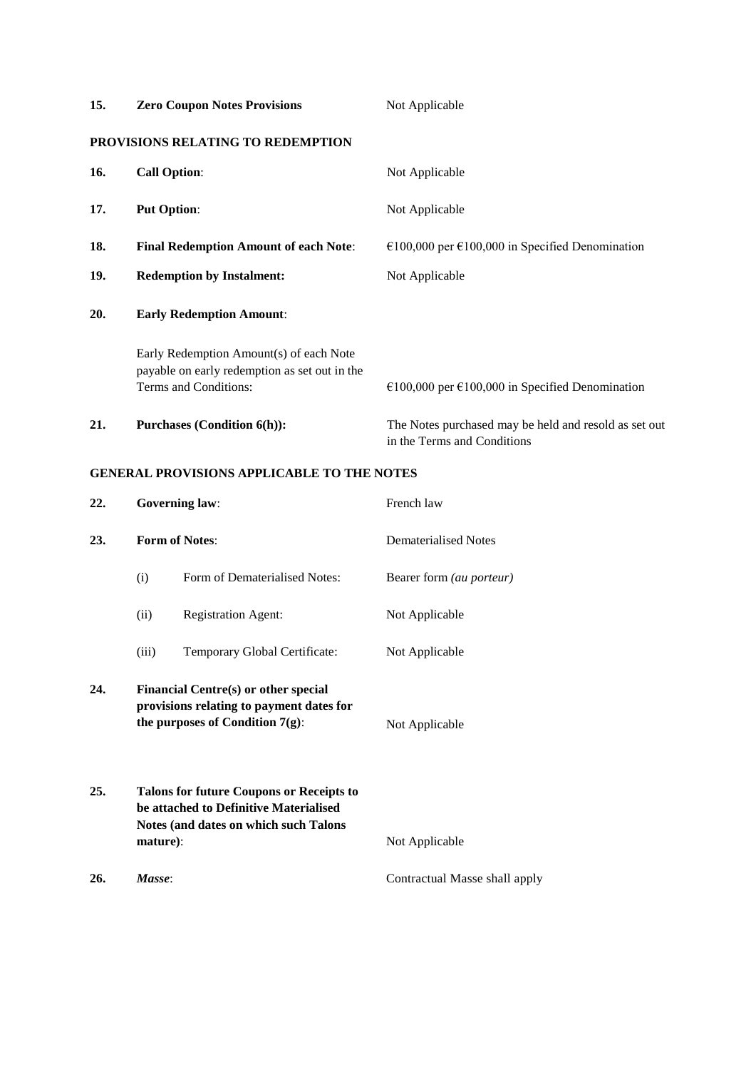| | | |
|---|---|---|
| **15.** | **Zero Coupon Notes Provisions** | Not Applicable |

**PROVISIONS RELATING TO REDEMPTION**

| | | |
|---|---|---|
| **16.** | **Call Option**: | Not Applicable |
| **17.** | **Put Option**: | Not Applicable |
| **18.** | **Final Redemption Amount of each Note**: | €100,000 per €100,000 in Specified Denomination |
| **19.** | **Redemption by Instalment:** | Not Applicable |
| **20.** | **Early Redemption Amount**: | |
| | Early Redemption Amount(s) of each Note payable on early redemption as set out in the Terms and Conditions: | €100,000 per €100,000 in Specified Denomination |
| **21.** | **Purchases (Condition 6(h)):** | The Notes purchased may be held and resold as set out in the Terms and Conditions |

**GENERAL PROVISIONS APPLICABLE TO THE NOTES**

| | | |
|---|---|---|
| **22.** | **Governing law**: | French law |
| **23.** | **Form of Notes**: | Dematerialised Notes |
| | (i) Form of Dematerialised Notes: | Bearer form *(au porteur)* |
| | (ii) Registration Agent: | Not Applicable |
| | (iii) Temporary Global Certificate: | Not Applicable |
| **24.** | **Financial Centre(s) or other special provisions relating to payment dates for the purposes of Condition 7(g)**: | Not Applicable |
| **25.** | **Talons for future Coupons or Receipts to be attached to Definitive Materialised Notes (and dates on which such Talons mature)**: | Not Applicable |
| **26.** | ***Masse***: | Contractual Masse shall apply |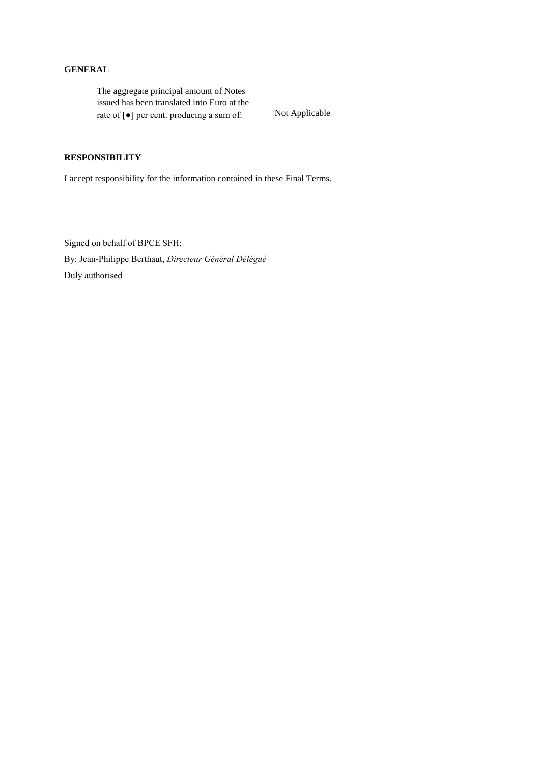**GENERAL**

| | |
|---|---|
| The aggregate principal amount of Notes issued has been translated into Euro at the rate of [●] per cent. producing a sum of: | Not Applicable |

**RESPONSIBILITY**

I accept responsibility for the information contained in these Final Terms.

Signed on behalf of BPCE SFH:

By: Jean-Philippe Berthaut, *Directeur Général Délégué*

Duly authorised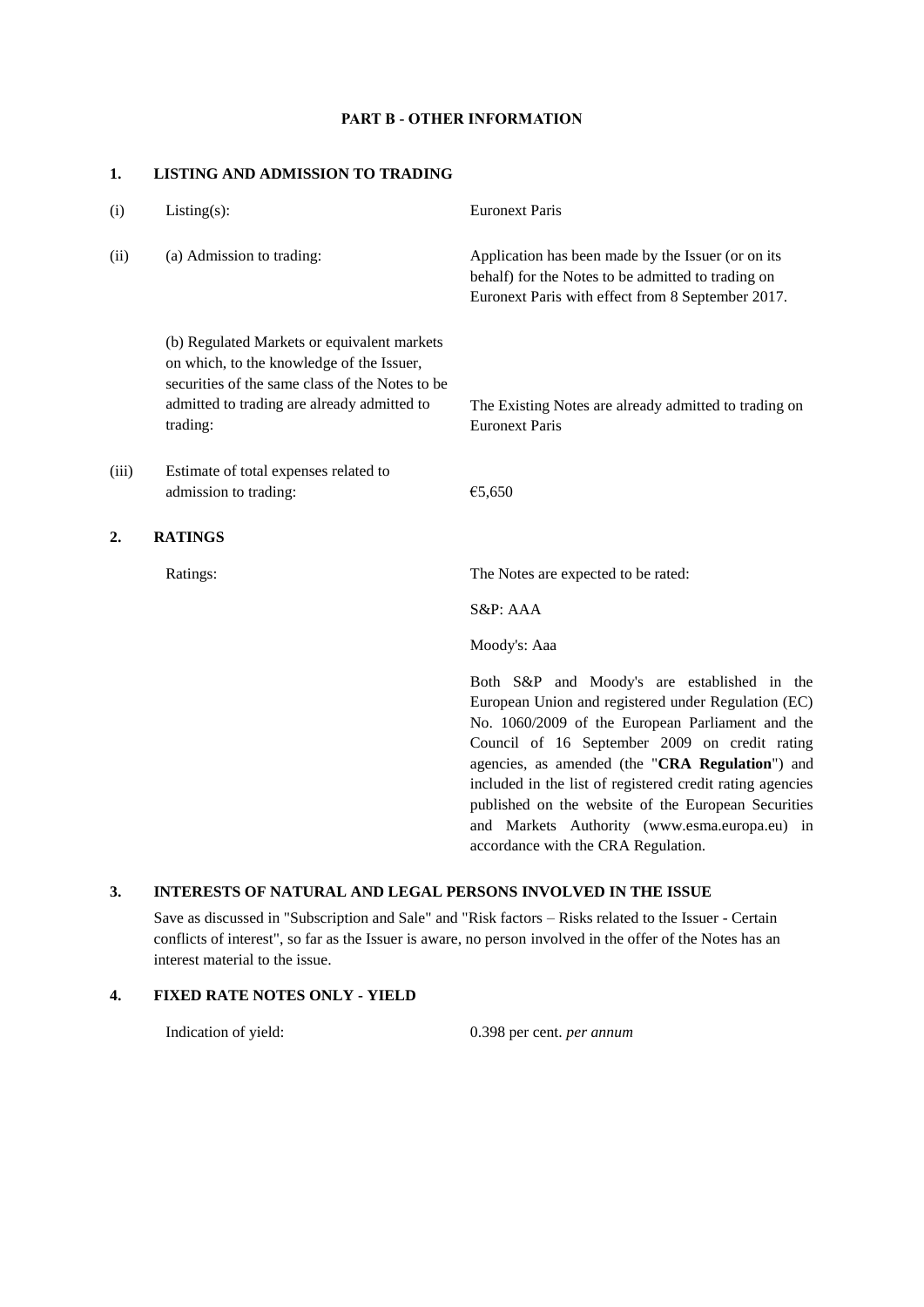## PART B - OTHER INFORMATION

### 1. LISTING AND ADMISSION TO TRADING

| | | |
|---|---|---|
| (i) | Listing(s): | Euronext Paris |
| (ii) | (a) Admission to trading: | Application has been made by the Issuer (or on its behalf) for the Notes to be admitted to trading on Euronext Paris with effect from 8 September 2017. |
| | (b) Regulated Markets or equivalent markets on which, to the knowledge of the Issuer, securities of the same class of the Notes to be admitted to trading are already admitted to trading: | The Existing Notes are already admitted to trading on Euronext Paris |
| (iii) | Estimate of total expenses related to admission to trading: | €5,650 |

### 2. RATINGS

| | |
|---|---|
| Ratings: | The Notes are expected to be rated: |
| | S&P: AAA |
| | Moody's: Aaa |
| | Both S&P and Moody's are established in the European Union and registered under Regulation (EC) No. 1060/2009 of the European Parliament and the Council of 16 September 2009 on credit rating agencies, as amended (the "**CRA Regulation**") and included in the list of registered credit rating agencies published on the website of the European Securities and Markets Authority (www.esma.europa.eu) in accordance with the CRA Regulation. |

### 3. INTERESTS OF NATURAL AND LEGAL PERSONS INVOLVED IN THE ISSUE

Save as discussed in "Subscription and Sale" and "Risk factors – Risks related to the Issuer - Certain conflicts of interest", so far as the Issuer is aware, no person involved in the offer of the Notes has an interest material to the issue.

### 4. FIXED RATE NOTES ONLY - YIELD

| | |
|---|---|
| Indication of yield: | 0.398 per cent. *per annum* |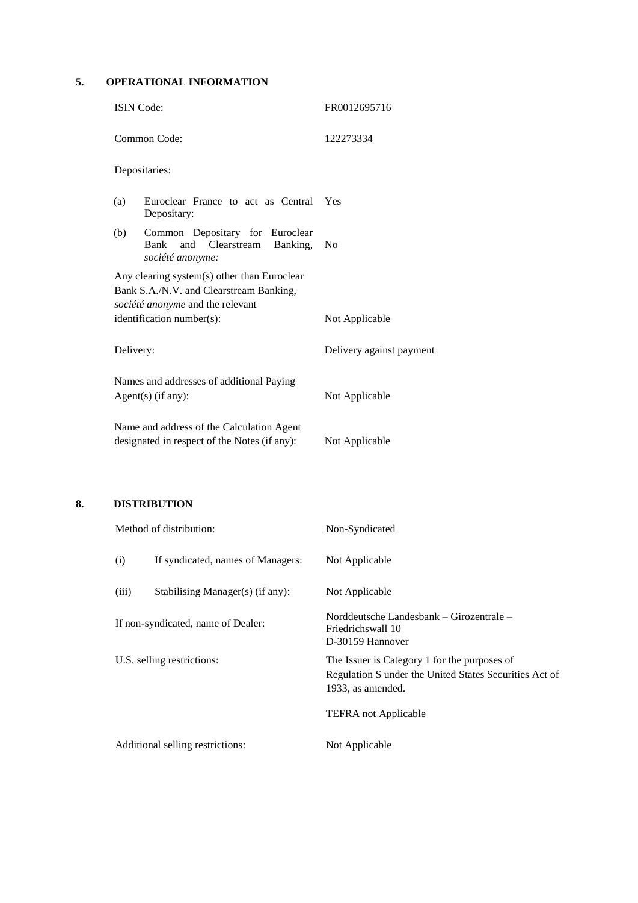## 5. OPERATIONAL INFORMATION

| | |
|---|---|
| ISIN Code: | FR0012695716 |
| Common Code: | 122273334 |
| Depositaries: | |
| (a) Euroclear France to act as Central Depositary: | Yes |
| (b) Common Depositary for Euroclear Bank and Clearstream Banking, *société anonyme:* | No |
| Any clearing system(s) other than Euroclear Bank S.A./N.V. and Clearstream Banking, *société anonyme* and the relevant identification number(s): | Not Applicable |
| Delivery: | Delivery against payment |
| Names and addresses of additional Paying Agent(s) (if any): | Not Applicable |
| Name and address of the Calculation Agent designated in respect of the Notes (if any): | Not Applicable |

## 8. DISTRIBUTION

| | |
|---|---|
| Method of distribution: | Non-Syndicated |
| (i) If syndicated, names of Managers: | Not Applicable |
| (iii) Stabilising Manager(s) (if any): | Not Applicable |
| If non-syndicated, name of Dealer: | Norddeutsche Landesbank – Girozentrale – Friedrichswall 10 D-30159 Hannover |
| U.S. selling restrictions: | The Issuer is Category 1 for the purposes of Regulation S under the United States Securities Act of 1933, as amended. TEFRA not Applicable |
| Additional selling restrictions: | Not Applicable |